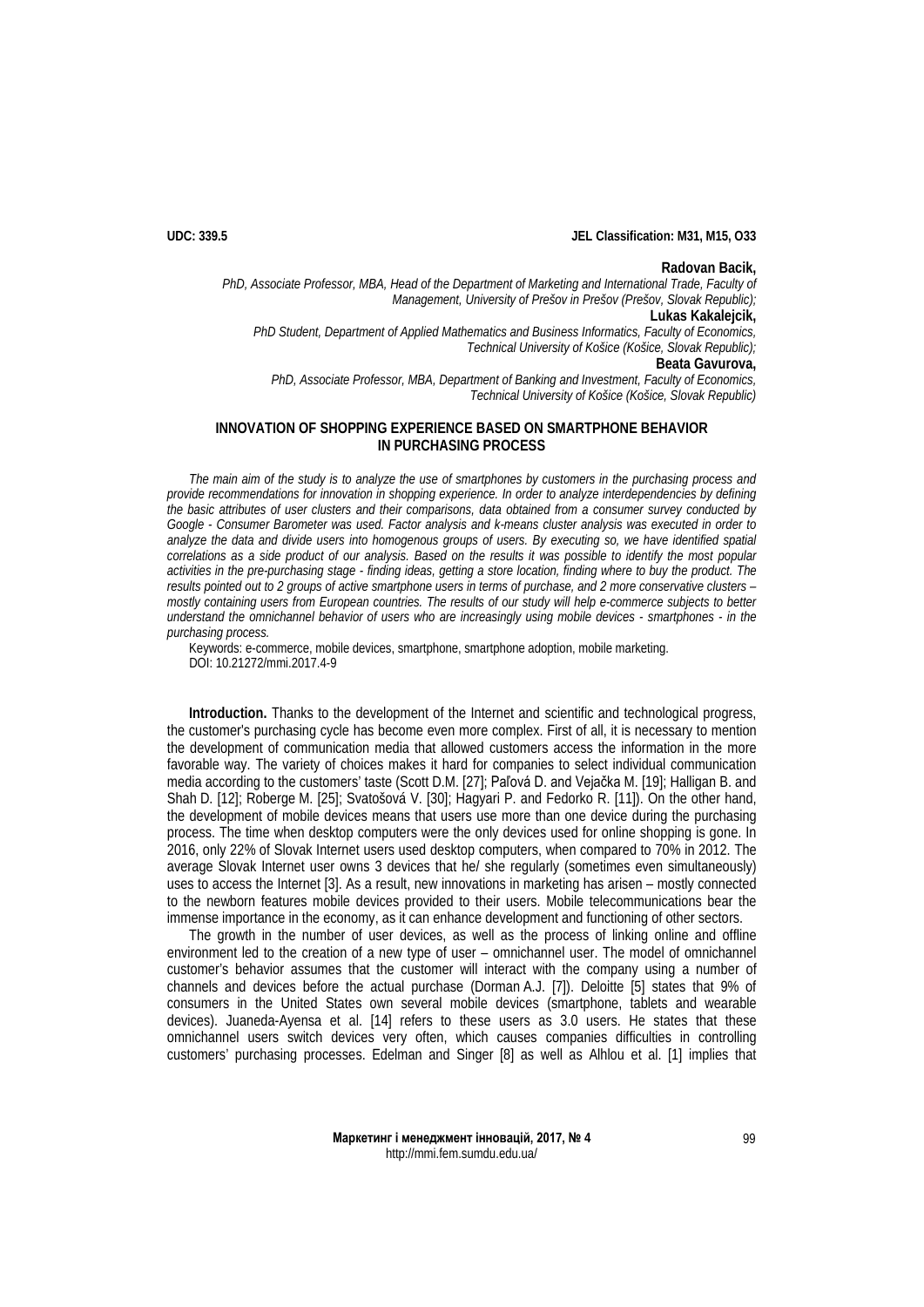**UDC: 339.5**

**JEL Classification: M31, M15, O33**

**Radovan Bacik,**
*PhD, Associate Professor, MBA, Head of the Department of Marketing and International Trade, Faculty of Management, University of Prešov in Prešov (Prešov, Slovak Republic);*
**Lukas Kakalejcik,**
*PhD Student, Department of Applied Mathematics and Business Informatics, Faculty of Economics, Technical University of Košice (Košice, Slovak Republic);*
**Beata Gavurova,**
*PhD, Associate Professor, MBA, Department of Banking and Investment, Faculty of Economics, Technical University of Košice (Košice, Slovak Republic)*

# INNOVATION OF SHOPPING EXPERIENCE BASED ON SMARTPHONE BEHAVIOR IN PURCHASING PROCESS

*The main aim of the study is to analyze the use of smartphones by customers in the purchasing process and provide recommendations for innovation in shopping experience. In order to analyze interdependencies by defining the basic attributes of user clusters and their comparisons, data obtained from a consumer survey conducted by Google - Consumer Barometer was used. Factor analysis and k-means cluster analysis was executed in order to analyze the data and divide users into homogenous groups of users. By executing so, we have identified spatial correlations as a side product of our analysis. Based on the results it was possible to identify the most popular activities in the pre-purchasing stage - finding ideas, getting a store location, finding where to buy the product. The results pointed out to 2 groups of active smartphone users in terms of purchase, and 2 more conservative clusters – mostly containing users from European countries. The results of our study will help e-commerce subjects to better understand the omnichannel behavior of users who are increasingly using mobile devices - smartphones - in the purchasing process.*

Keywords: e-commerce, mobile devices, smartphone, smartphone adoption, mobile marketing.

DOI: 10.21272/mmi.2017.4-9

**Introduction.** Thanks to the development of the Internet and scientific and technological progress, the customer's purchasing cycle has become even more complex. First of all, it is necessary to mention the development of communication media that allowed customers access the information in the more favorable way. The variety of choices makes it hard for companies to select individual communication media according to the customers' taste (Scott D.M. [27]; Paľová D. and Vejačka M. [19]; Halligan B. and Shah D. [12]; Roberge M. [25]; Svatošová V. [30]; Hagyari P. and Fedorko R. [11]). On the other hand, the development of mobile devices means that users use more than one device during the purchasing process. The time when desktop computers were the only devices used for online shopping is gone. In 2016, only 22% of Slovak Internet users used desktop computers, when compared to 70% in 2012. The average Slovak Internet user owns 3 devices that he/ she regularly (sometimes even simultaneously) uses to access the Internet [3]. As a result, new innovations in marketing has arisen – mostly connected to the newborn features mobile devices provided to their users. Mobile telecommunications bear the immense importance in the economy, as it can enhance development and functioning of other sectors.

The growth in the number of user devices, as well as the process of linking online and offline environment led to the creation of a new type of user – omnichannel user. The model of omnichannel customer's behavior assumes that the customer will interact with the company using a number of channels and devices before the actual purchase (Dorman A.J. [7]). Deloitte [5] states that 9% of consumers in the United States own several mobile devices (smartphone, tablets and wearable devices). Juaneda-Ayensa et al. [14] refers to these users as 3.0 users. He states that these omnichannel users switch devices very often, which causes companies difficulties in controlling customers' purchasing processes. Edelman and Singer [8] as well as Alhlou et al. [1] implies that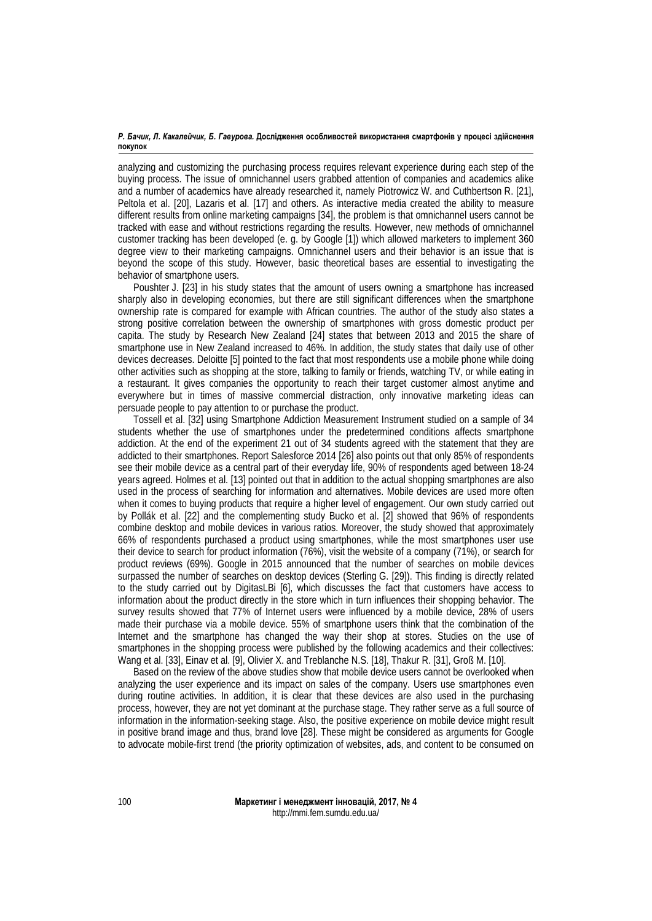analyzing and customizing the purchasing process requires relevant experience during each step of the buying process. The issue of omnichannel users grabbed attention of companies and academics alike and a number of academics have already researched it, namely Piotrowicz W. and Cuthbertson R. [21], Peltola et al. [20], Lazaris et al. [17] and others. As interactive media created the ability to measure different results from online marketing campaigns [34], the problem is that omnichannel users cannot be tracked with ease and without restrictions regarding the results. However, new methods of omnichannel customer tracking has been developed (e. g. by Google [1]) which allowed marketers to implement 360 degree view to their marketing campaigns. Omnichannel users and their behavior is an issue that is beyond the scope of this study. However, basic theoretical bases are essential to investigating the behavior of smartphone users.

Poushter J. [23] in his study states that the amount of users owning a smartphone has increased sharply also in developing economies, but there are still significant differences when the smartphone ownership rate is compared for example with African countries. The author of the study also states a strong positive correlation between the ownership of smartphones with gross domestic product per capita. The study by Research New Zealand [24] states that between 2013 and 2015 the share of smartphone use in New Zealand increased to 46%. In addition, the study states that daily use of other devices decreases. Deloitte [5] pointed to the fact that most respondents use a mobile phone while doing other activities such as shopping at the store, talking to family or friends, watching TV, or while eating in a restaurant. It gives companies the opportunity to reach their target customer almost anytime and everywhere but in times of massive commercial distraction, only innovative marketing ideas can persuade people to pay attention to or purchase the product.

Tossell et al. [32] using Smartphone Addiction Measurement Instrument studied on a sample of 34 students whether the use of smartphones under the predetermined conditions affects smartphone addiction. At the end of the experiment 21 out of 34 students agreed with the statement that they are addicted to their smartphones. Report Salesforce 2014 [26] also points out that only 85% of respondents see their mobile device as a central part of their everyday life, 90% of respondents aged between 18-24 years agreed. Holmes et al. [13] pointed out that in addition to the actual shopping smartphones are also used in the process of searching for information and alternatives. Mobile devices are used more often when it comes to buying products that require a higher level of engagement. Our own study carried out by Pollák et al. [22] and the complementing study Bucko et al. [2] showed that 96% of respondents combine desktop and mobile devices in various ratios. Moreover, the study showed that approximately 66% of respondents purchased a product using smartphones, while the most smartphones user use their device to search for product information (76%), visit the website of a company (71%), or search for product reviews (69%). Google in 2015 announced that the number of searches on mobile devices surpassed the number of searches on desktop devices (Sterling G. [29]). This finding is directly related to the study carried out by DigitasLBi [6], which discusses the fact that customers have access to information about the product directly in the store which in turn influences their shopping behavior. The survey results showed that 77% of Internet users were influenced by a mobile device, 28% of users made their purchase via a mobile device. 55% of smartphone users think that the combination of the Internet and the smartphone has changed the way their shop at stores. Studies on the use of smartphones in the shopping process were published by the following academics and their collectives: Wang et al. [33], Einav et al. [9], Olivier X. and Treblanche N.S. [18], Thakur R. [31], Groß M. [10].

Based on the review of the above studies show that mobile device users cannot be overlooked when analyzing the user experience and its impact on sales of the company. Users use smartphones even during routine activities. In addition, it is clear that these devices are also used in the purchasing process, however, they are not yet dominant at the purchase stage. They rather serve as a full source of information in the information-seeking stage. Also, the positive experience on mobile device might result in positive brand image and thus, brand love [28]. These might be considered as arguments for Google to advocate mobile-first trend (the priority optimization of websites, ads, and content to be consumed on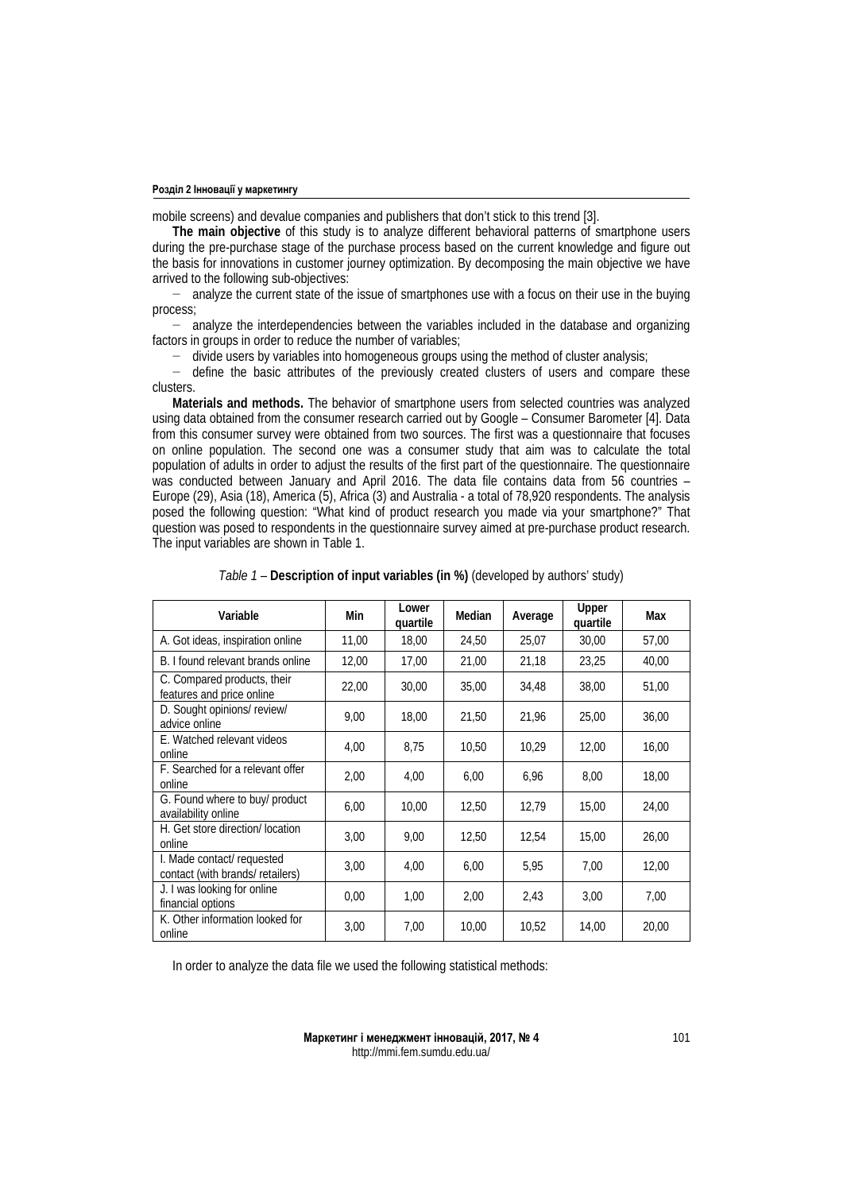mobile screens) and devalue companies and publishers that don't stick to this trend [3].

**The main objective** of this study is to analyze different behavioral patterns of smartphone users during the pre-purchase stage of the purchase process based on the current knowledge and figure out the basis for innovations in customer journey optimization. By decomposing the main objective we have arrived to the following sub-objectives:

- analyze the current state of the issue of smartphones use with a focus on their use in the buying process;
- analyze the interdependencies between the variables included in the database and organizing factors in groups in order to reduce the number of variables;
- divide users by variables into homogeneous groups using the method of cluster analysis;
- define the basic attributes of the previously created clusters of users and compare these clusters.

**Materials and methods.** The behavior of smartphone users from selected countries was analyzed using data obtained from the consumer research carried out by Google – Consumer Barometer [4]. Data from this consumer survey were obtained from two sources. The first was a questionnaire that focuses on online population. The second one was a consumer study that aim was to calculate the total population of adults in order to adjust the results of the first part of the questionnaire. The questionnaire was conducted between January and April 2016. The data file contains data from 56 countries – Europe (29), Asia (18), America (5), Africa (3) and Australia - a total of 78,920 respondents. The analysis posed the following question: "What kind of product research you made via your smartphone?" That question was posed to respondents in the questionnaire survey aimed at pre-purchase product research. The input variables are shown in Table 1.

*Table 1* – **Description of input variables (in %)** (developed by authors' study)

| Variable | Min | Lower quartile | Median | Average | Upper quartile | Max |
|---|---|---|---|---|---|---|
| A. Got ideas, inspiration online | 11,00 | 18,00 | 24,50 | 25,07 | 30,00 | 57,00 |
| B. I found relevant brands online | 12,00 | 17,00 | 21,00 | 21,18 | 23,25 | 40,00 |
| C. Compared products, their features and price online | 22,00 | 30,00 | 35,00 | 34,48 | 38,00 | 51,00 |
| D. Sought opinions/ review/ advice online | 9,00 | 18,00 | 21,50 | 21,96 | 25,00 | 36,00 |
| E. Watched relevant videos online | 4,00 | 8,75 | 10,50 | 10,29 | 12,00 | 16,00 |
| F. Searched for a relevant offer online | 2,00 | 4,00 | 6,00 | 6,96 | 8,00 | 18,00 |
| G. Found where to buy/ product availability online | 6,00 | 10,00 | 12,50 | 12,79 | 15,00 | 24,00 |
| H. Get store direction/ location online | 3,00 | 9,00 | 12,50 | 12,54 | 15,00 | 26,00 |
| I. Made contact/ requested contact (with brands/ retailers) | 3,00 | 4,00 | 6,00 | 5,95 | 7,00 | 12,00 |
| J. I was looking for online financial options | 0,00 | 1,00 | 2,00 | 2,43 | 3,00 | 7,00 |
| K. Other information looked for online | 3,00 | 7,00 | 10,00 | 10,52 | 14,00 | 20,00 |

In order to analyze the data file we used the following statistical methods: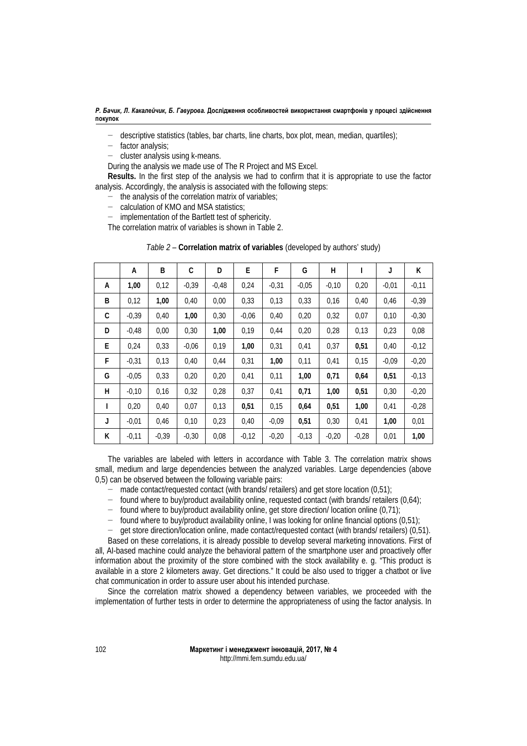- descriptive statistics (tables, bar charts, line charts, box plot, mean, median, quartiles);
- factor analysis;
- cluster analysis using k-means.

During the analysis we made use of The R Project and MS Excel.

**Results.** In the first step of the analysis we had to confirm that it is appropriate to use the factor analysis. Accordingly, the analysis is associated with the following steps:

- the analysis of the correlation matrix of variables;
- calculation of KMO and MSA statistics;
- implementation of the Bartlett test of sphericity.

The correlation matrix of variables is shown in Table 2.

*Table 2* – **Correlation matrix of variables** (developed by authors' study)

| | A | B | C | D | E | F | G | H | I | J | K |
|---|---|---|---|---|---|---|---|---|---|---|---|
| A | **1,00** | 0,12 | -0,39 | -0,48 | 0,24 | -0,31 | -0,05 | -0,10 | 0,20 | -0,01 | -0,11 |
| B | 0,12 | **1,00** | 0,40 | 0,00 | 0,33 | 0,13 | 0,33 | 0,16 | 0,40 | 0,46 | -0,39 |
| C | -0,39 | 0,40 | **1,00** | 0,30 | -0,06 | 0,40 | 0,20 | 0,32 | 0,07 | 0,10 | -0,30 |
| D | -0,48 | 0,00 | 0,30 | **1,00** | 0,19 | 0,44 | 0,20 | 0,28 | 0,13 | 0,23 | 0,08 |
| E | 0,24 | 0,33 | -0,06 | 0,19 | **1,00** | 0,31 | 0,41 | 0,37 | **0,51** | 0,40 | -0,12 |
| F | -0,31 | 0,13 | 0,40 | 0,44 | 0,31 | **1,00** | 0,11 | 0,41 | 0,15 | -0,09 | -0,20 |
| G | -0,05 | 0,33 | 0,20 | 0,20 | 0,41 | 0,11 | **1,00** | **0,71** | **0,64** | **0,51** | -0,13 |
| H | -0,10 | 0,16 | 0,32 | 0,28 | 0,37 | 0,41 | **0,71** | **1,00** | **0,51** | 0,30 | -0,20 |
| I | 0,20 | 0,40 | 0,07 | 0,13 | **0,51** | 0,15 | **0,64** | **0,51** | **1,00** | 0,41 | -0,28 |
| J | -0,01 | 0,46 | 0,10 | 0,23 | 0,40 | -0,09 | **0,51** | 0,30 | 0,41 | **1,00** | 0,01 |
| K | -0,11 | -0,39 | -0,30 | 0,08 | -0,12 | -0,20 | -0,13 | -0,20 | -0,28 | 0,01 | **1,00** |

The variables are labeled with letters in accordance with Table 3. The correlation matrix shows small, medium and large dependencies between the analyzed variables. Large dependencies (above 0,5) can be observed between the following variable pairs:

- made contact/requested contact (with brands/ retailers) and get store location (0,51);
- found where to buy/product availability online, requested contact (with brands/ retailers (0,64);
- found where to buy/product availability online, get store direction/ location online (0,71);
- found where to buy/product availability online, I was looking for online financial options (0,51);
- get store direction/location online, made contact/requested contact (with brands/ retailers) (0,51).

Based on these correlations, it is already possible to develop several marketing innovations. First of all, AI-based machine could analyze the behavioral pattern of the smartphone user and proactively offer information about the proximity of the store combined with the stock availability e. g. "This product is available in a store 2 kilometers away. Get directions." It could be also used to trigger a chatbot or live chat communication in order to assure user about his intended purchase.

Since the correlation matrix showed a dependency between variables, we proceeded with the implementation of further tests in order to determine the appropriateness of using the factor analysis. In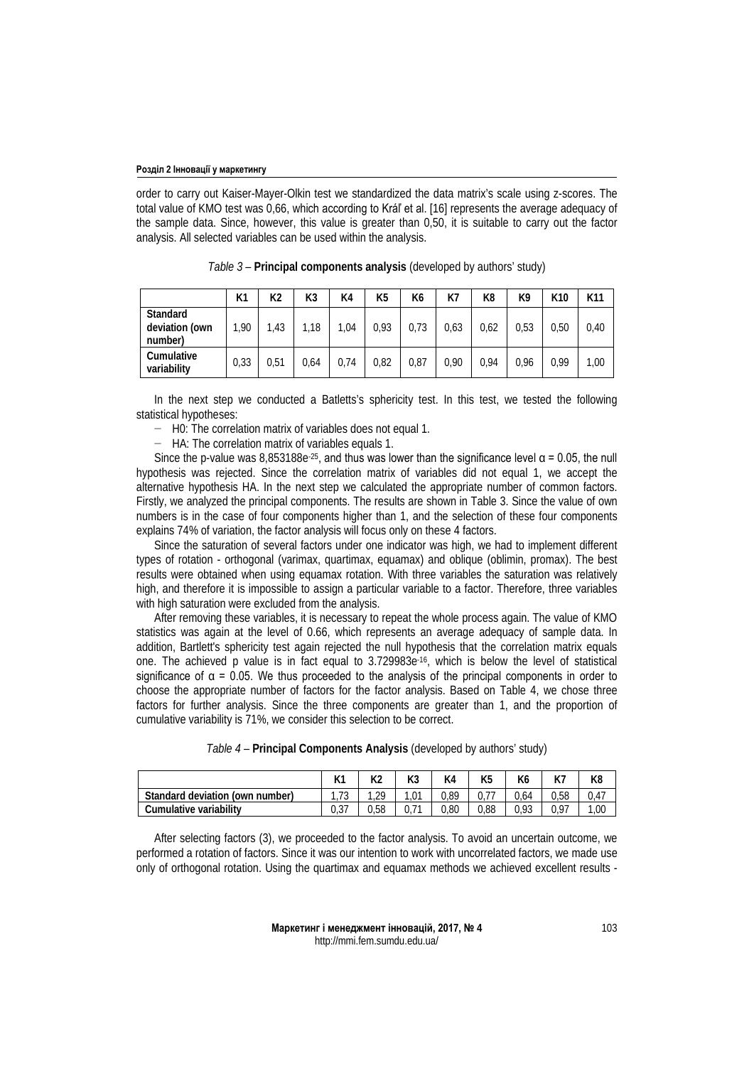order to carry out Kaiser-Mayer-Olkin test we standardized the data matrix's scale using z-scores. The total value of KMO test was 0,66, which according to Kráľ et al. [16] represents the average adequacy of the sample data. Since, however, this value is greater than 0,50, it is suitable to carry out the factor analysis. All selected variables can be used within the analysis.

*Table 3* – **Principal components analysis** (developed by authors' study)

| | K1 | K2 | K3 | K4 | K5 | K6 | K7 | K8 | K9 | K10 | K11 |
|---|---|---|---|---|---|---|---|---|---|---|---|
| **Standard deviation (own number)** | 1,90 | 1,43 | 1,18 | 1,04 | 0,93 | 0,73 | 0,63 | 0,62 | 0,53 | 0,50 | 0,40 |
| **Cumulative variability** | 0,33 | 0,51 | 0,64 | 0,74 | 0,82 | 0,87 | 0,90 | 0,94 | 0,96 | 0,99 | 1,00 |

In the next step we conducted a Batletts's sphericity test. In this test, we tested the following statistical hypotheses:

- H0: The correlation matrix of variables does not equal 1.
- HA: The correlation matrix of variables equals 1.

Since the p-value was 8,853188e-25, and thus was lower than the significance level $\alpha = 0.05$, the null hypothesis was rejected. Since the correlation matrix of variables did not equal 1, we accept the alternative hypothesis HA. In the next step we calculated the appropriate number of common factors. Firstly, we analyzed the principal components. The results are shown in Table 3. Since the value of own numbers is in the case of four components higher than 1, and the selection of these four components explains 74% of variation, the factor analysis will focus only on these 4 factors.

Since the saturation of several factors under one indicator was high, we had to implement different types of rotation - orthogonal (varimax, quartimax, equamax) and oblique (oblimin, promax). The best results were obtained when using equamax rotation. With three variables the saturation was relatively high, and therefore it is impossible to assign a particular variable to a factor. Therefore, three variables with high saturation were excluded from the analysis.

After removing these variables, it is necessary to repeat the whole process again. The value of KMO statistics was again at the level of 0.66, which represents an average adequacy of sample data. In addition, Bartlett's sphericity test again rejected the null hypothesis that the correlation matrix equals one. The achieved p value is in fact equal to 3.729983e-16, which is below the level of statistical significance of $\alpha = 0.05$. We thus proceeded to the analysis of the principal components in order to choose the appropriate number of factors for the factor analysis. Based on Table 4, we chose three factors for further analysis. Since the three components are greater than 1, and the proportion of cumulative variability is 71%, we consider this selection to be correct.

*Table 4* – **Principal Components Analysis** (developed by authors' study)

| | K1 | K2 | K3 | K4 | K5 | K6 | K7 | K8 |
|---|---|---|---|---|---|---|---|---|
| **Standard deviation (own number)** | 1,73 | 1,29 | 1,01 | 0,89 | 0,77 | 0,64 | 0,58 | 0,47 |
| **Cumulative variability** | 0,37 | 0,58 | 0,71 | 0,80 | 0,88 | 0,93 | 0,97 | 1,00 |

After selecting factors (3), we proceeded to the factor analysis. To avoid an uncertain outcome, we performed a rotation of factors. Since it was our intention to work with uncorrelated factors, we made use only of orthogonal rotation. Using the quartimax and equamax methods we achieved excellent results -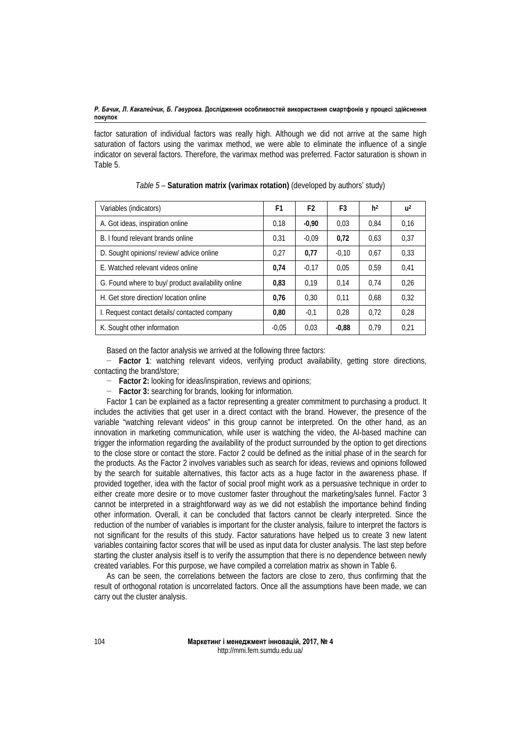factor saturation of individual factors was really high. Although we did not arrive at the same high saturation of factors using the varimax method, we were able to eliminate the influence of a single indicator on several factors. Therefore, the varimax method was preferred. Factor saturation is shown in Table 5.

*Table 5* – **Saturation matrix (varimax rotation)** (developed by authors' study)

| Variables (indicators) | F1 | F2 | F3 | $h^2$ | $u^2$ |
|---|---|---|---|---|---|
| A. Got ideas, inspiration online | 0,18 | **-0,90** | 0,03 | 0,84 | 0,16 |
| B. I found relevant brands online | 0,31 | -0,09 | **0,72** | 0,63 | 0,37 |
| D. Sought opinions/ review/ advice online | 0,27 | **0,77** | -0,10 | 0,67 | 0,33 |
| E. Watched relevant videos online | **0,74** | -0,17 | 0,05 | 0,59 | 0,41 |
| G. Found where to buy/ product availability online | **0,83** | 0,19 | 0,14 | 0,74 | 0,26 |
| H. Get store direction/ location online | **0,76** | 0,30 | 0,11 | 0,68 | 0,32 |
| I. Request contact details/ contacted company | **0,80** | -0,1 | 0,28 | 0,72 | 0,28 |
| K. Sought other information | -0,05 | 0,03 | **-0,88** | 0,79 | 0,21 |

Based on the factor analysis we arrived at the following three factors:

- **Factor 1**: watching relevant videos, verifying product availability, getting store directions, contacting the brand/store;
- **Factor 2:** looking for ideas/inspiration, reviews and opinions;
- **Factor 3:** searching for brands, looking for information.

Factor 1 can be explained as a factor representing a greater commitment to purchasing a product. It includes the activities that get user in a direct contact with the brand. However, the presence of the variable "watching relevant videos" in this group cannot be interpreted. On the other hand, as an innovation in marketing communication, while user is watching the video, the AI-based machine can trigger the information regarding the availability of the product surrounded by the option to get directions to the close store or contact the store. Factor 2 could be defined as the initial phase of in the search for the products. As the Factor 2 involves variables such as search for ideas, reviews and opinions followed by the search for suitable alternatives, this factor acts as a huge factor in the awareness phase. If provided together, idea with the factor of social proof might work as a persuasive technique in order to either create more desire or to move customer faster throughout the marketing/sales funnel. Factor 3 cannot be interpreted in a straightforward way as we did not establish the importance behind finding other information. Overall, it can be concluded that factors cannot be clearly interpreted. Since the reduction of the number of variables is important for the cluster analysis, failure to interpret the factors is not significant for the results of this study. Factor saturations have helped us to create 3 new latent variables containing factor scores that will be used as input data for cluster analysis. The last step before starting the cluster analysis itself is to verify the assumption that there is no dependence between newly created variables. For this purpose, we have compiled a correlation matrix as shown in Table 6.

As can be seen, the correlations between the factors are close to zero, thus confirming that the result of orthogonal rotation is uncorrelated factors. Once all the assumptions have been made, we can carry out the cluster analysis.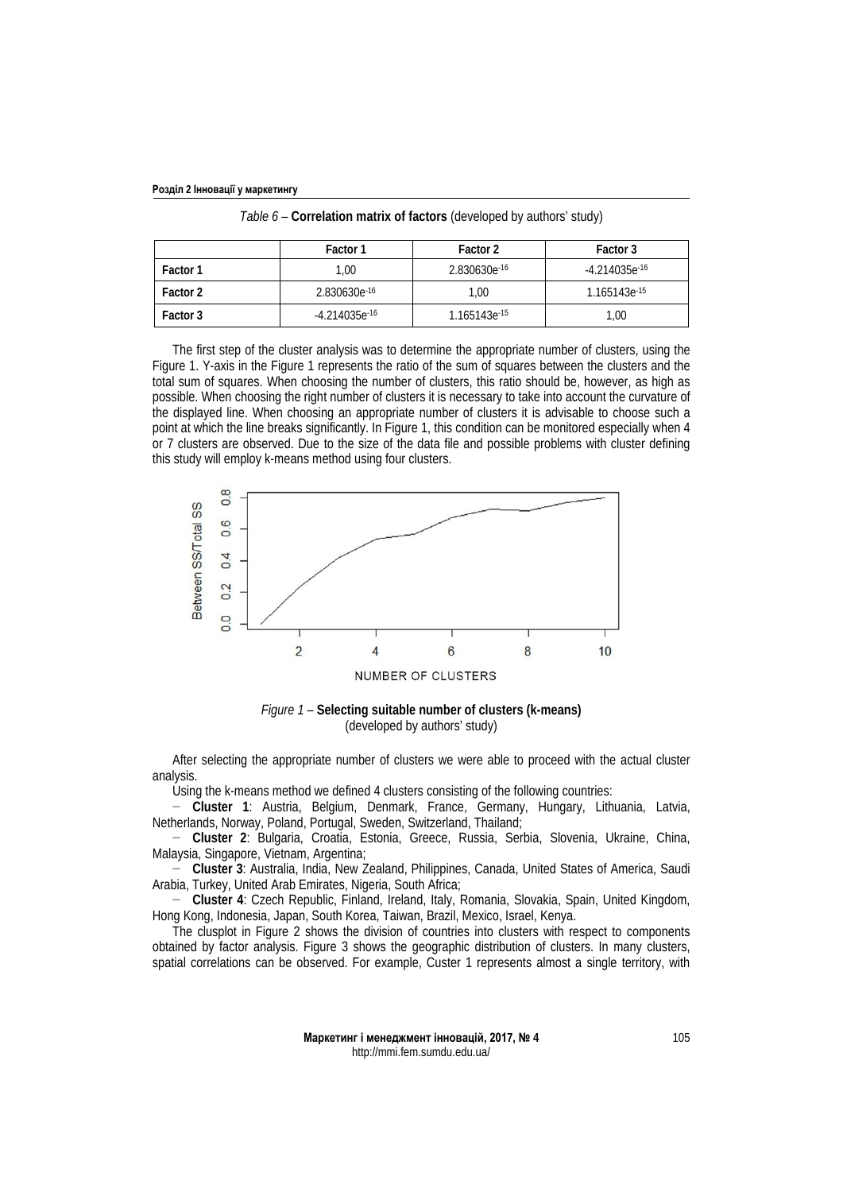*Table 6* – **Correlation matrix of factors** (developed by authors' study)

| | Factor 1 | Factor 2 | Factor 3 |
|---|---|---|---|
| **Factor 1** | 1,00 | $2.830630e^{-16}$ | $-4.214035e^{-16}$ |
| **Factor 2** | $2.830630e^{-16}$ | 1,00 | $1.165143e^{-15}$ |
| **Factor 3** | $-4.214035e^{-16}$ | $1.165143e^{-15}$ | 1,00 |

The first step of the cluster analysis was to determine the appropriate number of clusters, using the Figure 1. Y-axis in the Figure 1 represents the ratio of the sum of squares between the clusters and the total sum of squares. When choosing the number of clusters, this ratio should be, however, as high as possible. When choosing the right number of clusters it is necessary to take into account the curvature of the displayed line. When choosing an appropriate number of clusters it is advisable to choose such a point at which the line breaks significantly. In Figure 1, this condition can be monitored especially when 4 or 7 clusters are observed. Due to the size of the data file and possible problems with cluster defining this study will employ k-means method using four clusters.

*Figure 1* – **Selecting suitable number of clusters (k-means)** (developed by authors' study)

After selecting the appropriate number of clusters we were able to proceed with the actual cluster analysis.

Using the k-means method we defined 4 clusters consisting of the following countries:

- **Cluster 1**: Austria, Belgium, Denmark, France, Germany, Hungary, Lithuania, Latvia, Netherlands, Norway, Poland, Portugal, Sweden, Switzerland, Thailand;
- **Cluster 2**: Bulgaria, Croatia, Estonia, Greece, Russia, Serbia, Slovenia, Ukraine, China, Malaysia, Singapore, Vietnam, Argentina;
- **Cluster 3**: Australia, India, New Zealand, Philippines, Canada, United States of America, Saudi Arabia, Turkey, United Arab Emirates, Nigeria, South Africa;
- **Cluster 4**: Czech Republic, Finland, Ireland, Italy, Romania, Slovakia, Spain, United Kingdom, Hong Kong, Indonesia, Japan, South Korea, Taiwan, Brazil, Mexico, Israel, Kenya.

The clusplot in Figure 2 shows the division of countries into clusters with respect to components obtained by factor analysis. Figure 3 shows the geographic distribution of clusters. In many clusters, spatial correlations can be observed. For example, Custer 1 represents almost a single territory, with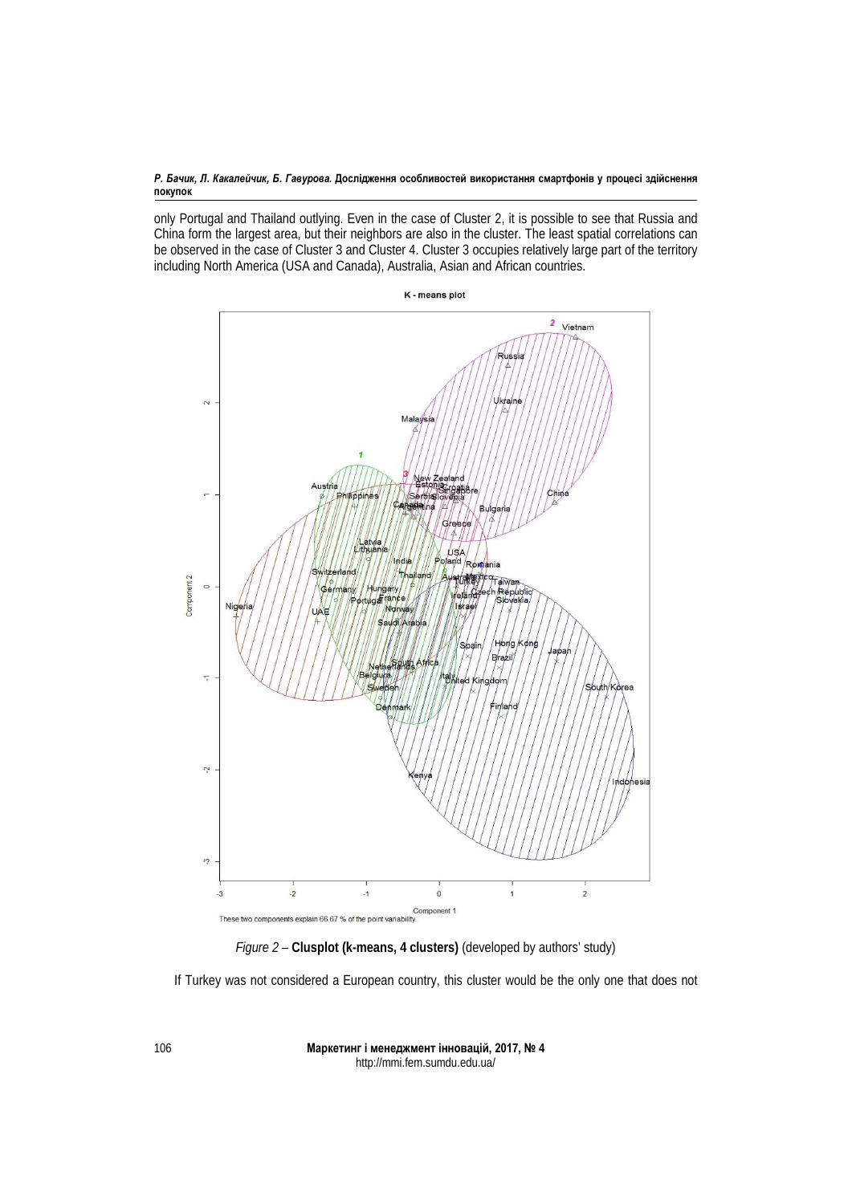only Portugal and Thailand outlying. Even in the case of Cluster 2, it is possible to see that Russia and China form the largest area, but their neighbors are also in the cluster. The least spatial correlations can be observed in the case of Cluster 3 and Cluster 4. Cluster 3 occupies relatively large part of the territory including North America (USA and Canada), Australia, Asian and African countries.

*Figure 2* – **Clusplot (k-means, 4 clusters)** (developed by authors' study)

If Turkey was not considered a European country, this cluster would be the only one that does not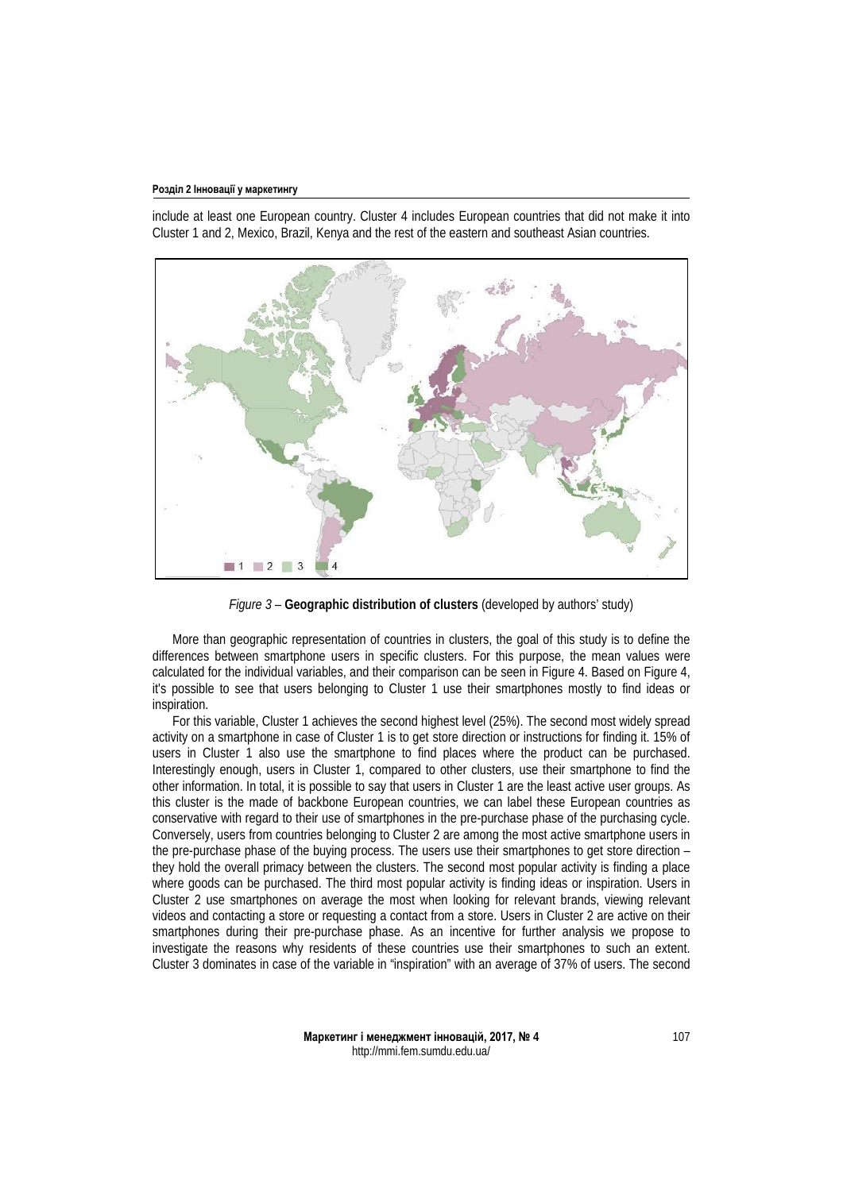include at least one European country. Cluster 4 includes European countries that did not make it into Cluster 1 and 2, Mexico, Brazil, Kenya and the rest of the eastern and southeast Asian countries.

*Figure 3* – **Geographic distribution of clusters** (developed by authors' study)

More than geographic representation of countries in clusters, the goal of this study is to define the differences between smartphone users in specific clusters. For this purpose, the mean values were calculated for the individual variables, and their comparison can be seen in Figure 4. Based on Figure 4, it's possible to see that users belonging to Cluster 1 use their smartphones mostly to find ideas or inspiration.

For this variable, Cluster 1 achieves the second highest level (25%). The second most widely spread activity on a smartphone in case of Cluster 1 is to get store direction or instructions for finding it. 15% of users in Cluster 1 also use the smartphone to find places where the product can be purchased. Interestingly enough, users in Cluster 1, compared to other clusters, use their smartphone to find the other information. In total, it is possible to say that users in Cluster 1 are the least active user groups. As this cluster is the made of backbone European countries, we can label these European countries as conservative with regard to their use of smartphones in the pre-purchase phase of the purchasing cycle. Conversely, users from countries belonging to Cluster 2 are among the most active smartphone users in the pre-purchase phase of the buying process. The users use their smartphones to get store direction – they hold the overall primacy between the clusters. The second most popular activity is finding a place where goods can be purchased. The third most popular activity is finding ideas or inspiration. Users in Cluster 2 use smartphones on average the most when looking for relevant brands, viewing relevant videos and contacting a store or requesting a contact from a store. Users in Cluster 2 are active on their smartphones during their pre-purchase phase. As an incentive for further analysis we propose to investigate the reasons why residents of these countries use their smartphones to such an extent. Cluster 3 dominates in case of the variable in "inspiration" with an average of 37% of users. The second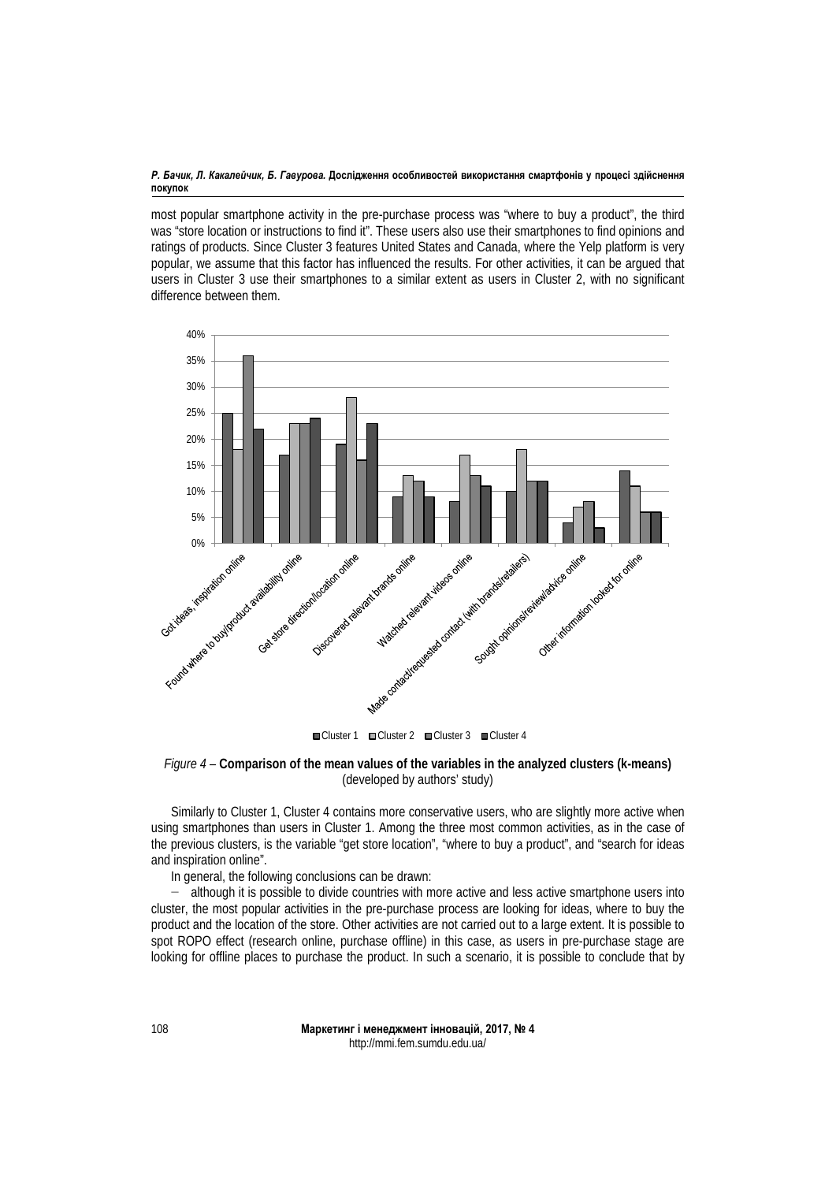most popular smartphone activity in the pre-purchase process was "where to buy a product", the third was "store location or instructions to find it". These users also use their smartphones to find opinions and ratings of products. Since Cluster 3 features United States and Canada, where the Yelp platform is very popular, we assume that this factor has influenced the results. For other activities, it can be argued that users in Cluster 3 use their smartphones to a similar extent as users in Cluster 2, with no significant difference between them.

*Figure 4* – **Comparison of the mean values of the variables in the analyzed clusters (k-means)** (developed by authors' study)

Similarly to Cluster 1, Cluster 4 contains more conservative users, who are slightly more active when using smartphones than users in Cluster 1. Among the three most common activities, as in the case of the previous clusters, is the variable "get store location", "where to buy a product", and "search for ideas and inspiration online".

In general, the following conclusions can be drawn:

− although it is possible to divide countries with more active and less active smartphone users into cluster, the most popular activities in the pre-purchase process are looking for ideas, where to buy the product and the location of the store. Other activities are not carried out to a large extent. It is possible to spot ROPO effect (research online, purchase offline) in this case, as users in pre-purchase stage are looking for offline places to purchase the product. In such a scenario, it is possible to conclude that by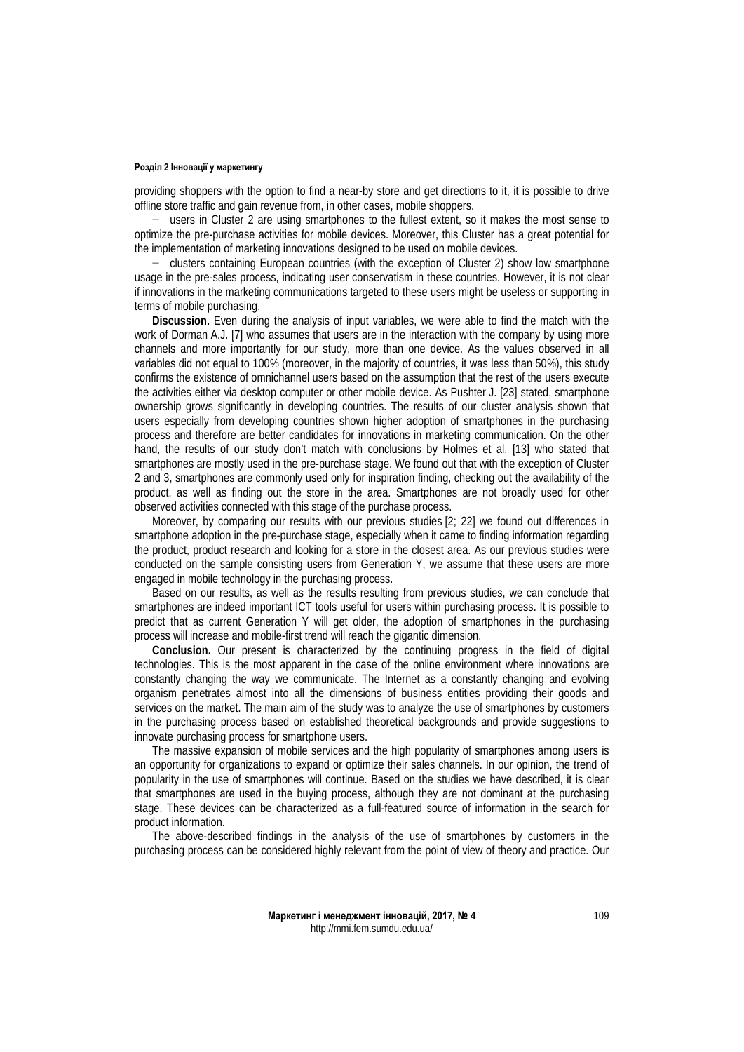providing shoppers with the option to find a near-by store and get directions to it, it is possible to drive offline store traffic and gain revenue from, in other cases, mobile shoppers.

- users in Cluster 2 are using smartphones to the fullest extent, so it makes the most sense to optimize the pre-purchase activities for mobile devices. Moreover, this Cluster has a great potential for the implementation of marketing innovations designed to be used on mobile devices.
- clusters containing European countries (with the exception of Cluster 2) show low smartphone usage in the pre-sales process, indicating user conservatism in these countries. However, it is not clear if innovations in the marketing communications targeted to these users might be useless or supporting in terms of mobile purchasing.

**Discussion.** Even during the analysis of input variables, we were able to find the match with the work of Dorman A.J. [7] who assumes that users are in the interaction with the company by using more channels and more importantly for our study, more than one device. As the values observed in all variables did not equal to 100% (moreover, in the majority of countries, it was less than 50%), this study confirms the existence of omnichannel users based on the assumption that the rest of the users execute the activities either via desktop computer or other mobile device. As Pushter J. [23] stated, smartphone ownership grows significantly in developing countries. The results of our cluster analysis shown that users especially from developing countries shown higher adoption of smartphones in the purchasing process and therefore are better candidates for innovations in marketing communication. On the other hand, the results of our study don't match with conclusions by Holmes et al. [13] who stated that smartphones are mostly used in the pre-purchase stage. We found out that with the exception of Cluster 2 and 3, smartphones are commonly used only for inspiration finding, checking out the availability of the product, as well as finding out the store in the area. Smartphones are not broadly used for other observed activities connected with this stage of the purchase process.

Moreover, by comparing our results with our previous studies [2; 22] we found out differences in smartphone adoption in the pre-purchase stage, especially when it came to finding information regarding the product, product research and looking for a store in the closest area. As our previous studies were conducted on the sample consisting users from Generation Y, we assume that these users are more engaged in mobile technology in the purchasing process.

Based on our results, as well as the results resulting from previous studies, we can conclude that smartphones are indeed important ICT tools useful for users within purchasing process. It is possible to predict that as current Generation Y will get older, the adoption of smartphones in the purchasing process will increase and mobile-first trend will reach the gigantic dimension.

**Conclusion.** Our present is characterized by the continuing progress in the field of digital technologies. This is the most apparent in the case of the online environment where innovations are constantly changing the way we communicate. The Internet as a constantly changing and evolving organism penetrates almost into all the dimensions of business entities providing their goods and services on the market. The main aim of the study was to analyze the use of smartphones by customers in the purchasing process based on established theoretical backgrounds and provide suggestions to innovate purchasing process for smartphone users.

The massive expansion of mobile services and the high popularity of smartphones among users is an opportunity for organizations to expand or optimize their sales channels. In our opinion, the trend of popularity in the use of smartphones will continue. Based on the studies we have described, it is clear that smartphones are used in the buying process, although they are not dominant at the purchasing stage. These devices can be characterized as a full-featured source of information in the search for product information.

The above-described findings in the analysis of the use of smartphones by customers in the purchasing process can be considered highly relevant from the point of view of theory and practice. Our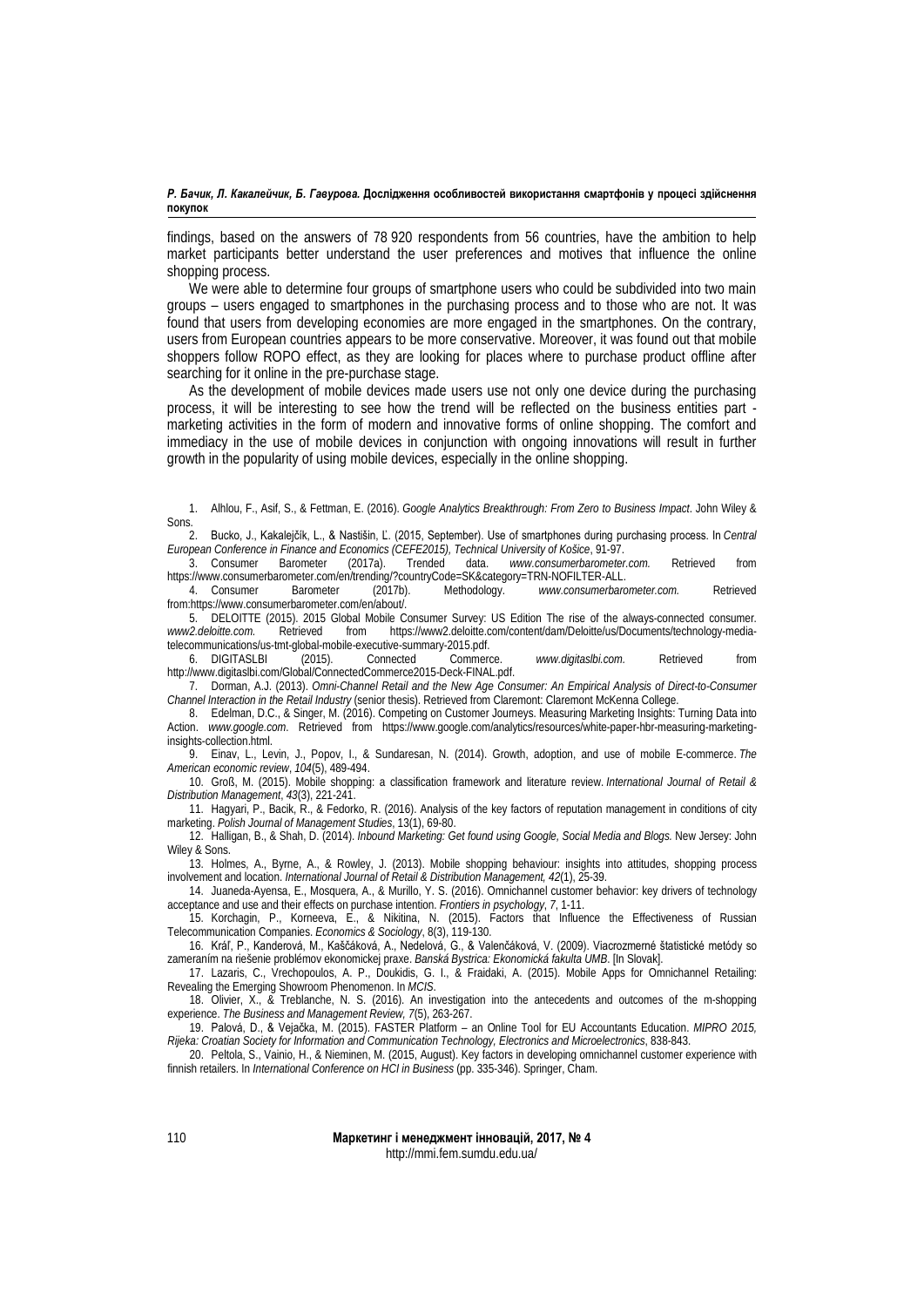findings, based on the answers of 78 920 respondents from 56 countries, have the ambition to help market participants better understand the user preferences and motives that influence the online shopping process.

We were able to determine four groups of smartphone users who could be subdivided into two main groups – users engaged to smartphones in the purchasing process and to those who are not. It was found that users from developing economies are more engaged in the smartphones. On the contrary, users from European countries appears to be more conservative. Moreover, it was found out that mobile shoppers follow ROPO effect, as they are looking for places where to purchase product offline after searching for it online in the pre-purchase stage.

As the development of mobile devices made users use not only one device during the purchasing process, it will be interesting to see how the trend will be reflected on the business entities part - marketing activities in the form of modern and innovative forms of online shopping. The comfort and immediacy in the use of mobile devices in conjunction with ongoing innovations will result in further growth in the popularity of using mobile devices, especially in the online shopping.

1. Alhlou, F., Asif, S., & Fettman, E. (2016). *Google Analytics Breakthrough: From Zero to Business Impact*. John Wiley & Sons.
2. Bucko, J., Kakalejčík, L., & Nastišin, Ľ. (2015, September). Use of smartphones during purchasing process. In *Central European Conference in Finance and Economics (CEFE2015), Technical University of Košice*, 91-97.
3. Consumer Barometer (2017a). Trended data. *www.consumerbarometer.com.* Retrieved from https://www.consumerbarometer.com/en/trending/?countryCode=SK&category=TRN-NOFILTER-ALL.
4. Consumer Barometer (2017b). Methodology. *www.consumerbarometer.com.* Retrieved from:https://www.consumerbarometer.com/en/about/.
5. DELOITTE (2015). 2015 Global Mobile Consumer Survey: US Edition The rise of the always-connected consumer. *www2.deloitte.com.* Retrieved from https://www2.deloitte.com/content/dam/Deloitte/us/Documents/technology-media-telecommunications/us-tmt-global-mobile-executive-summary-2015.pdf.
6. DIGITASLBI (2015). Connected Commerce. *www.digitaslbi.com.* Retrieved from http://www.digitaslbi.com/Global/ConnectedCommerce2015-Deck-FINAL.pdf.
7. Dorman, A.J. (2013). *Omni-Channel Retail and the New Age Consumer: An Empirical Analysis of Direct-to-Consumer Channel Interaction in the Retail Industry* (senior thesis). Retrieved from Claremont: Claremont McKenna College.
8. Edelman, D.C., & Singer, M. (2016). Competing on Customer Journeys. Measuring Marketing Insights: Turning Data into Action. *www.google.com*. Retrieved from https://www.google.com/analytics/resources/white-paper-hbr-measuring-marketing-insights-collection.html.
9. Einav, L., Levin, J., Popov, I., & Sundaresan, N. (2014). Growth, adoption, and use of mobile E-commerce. *The American economic review*, *104*(5), 489-494.
10. Groß, M. (2015). Mobile shopping: a classification framework and literature review. *International Journal of Retail & Distribution Management*, *43*(3), 221-241.
11. Hagyari, P., Bacik, R., & Fedorko, R. (2016). Analysis of the key factors of reputation management in conditions of city marketing. *Polish Journal of Management Studies*, 13(1), 69-80.
12. Halligan, B., & Shah, D. (2014). *Inbound Marketing: Get found using Google, Social Media and Blogs.* New Jersey: John Wiley & Sons.
13. Holmes, A., Byrne, A., & Rowley, J. (2013). Mobile shopping behaviour: insights into attitudes, shopping process involvement and location. *International Journal of Retail & Distribution Management, 42*(1), 25-39.
14. Juaneda-Ayensa, E., Mosquera, A., & Murillo, Y. S. (2016). Omnichannel customer behavior: key drivers of technology acceptance and use and their effects on purchase intention. *Frontiers in psychology*, *7*, 1-11.
15. Korchagin, P., Korneeva, E., & Nikitina, N. (2015). Factors that Influence the Effectiveness of Russian Telecommunication Companies. *Economics & Sociology*, 8(3), 119-130.
16. Kráľ, P., Kanderová, M., Kaščáková, A., Nedelová, G., & Valenčáková, V. (2009). Viacrozmerné štatistické metódy so zameraním na riešenie problémov ekonomickej praxe. *Banská Bystrica: Ekonomická fakulta UMB*. [In Slovak].
17. Lazaris, C., Vrechopoulos, A. P., Doukidis, G. I., & Fraidaki, A. (2015). Mobile Apps for Omnichannel Retailing: Revealing the Emerging Showroom Phenomenon. In *MCIS*.
18. Olivier, X., & Treblanche, N. S. (2016). An investigation into the antecedents and outcomes of the m-shopping experience. *The Business and Management Review, 7*(5), 263-267.
19. Palová, D., & Vejačka, M. (2015). FASTER Platform – an Online Tool for EU Accountants Education. *MIPRO 2015, Rijeka: Croatian Society for Information and Communication Technology, Electronics and Microelectronics*, 838-843.
20. Peltola, S., Vainio, H., & Nieminen, M. (2015, August). Key factors in developing omnichannel customer experience with finnish retailers. In *International Conference on HCI in Business* (pp. 335-346). Springer, Cham.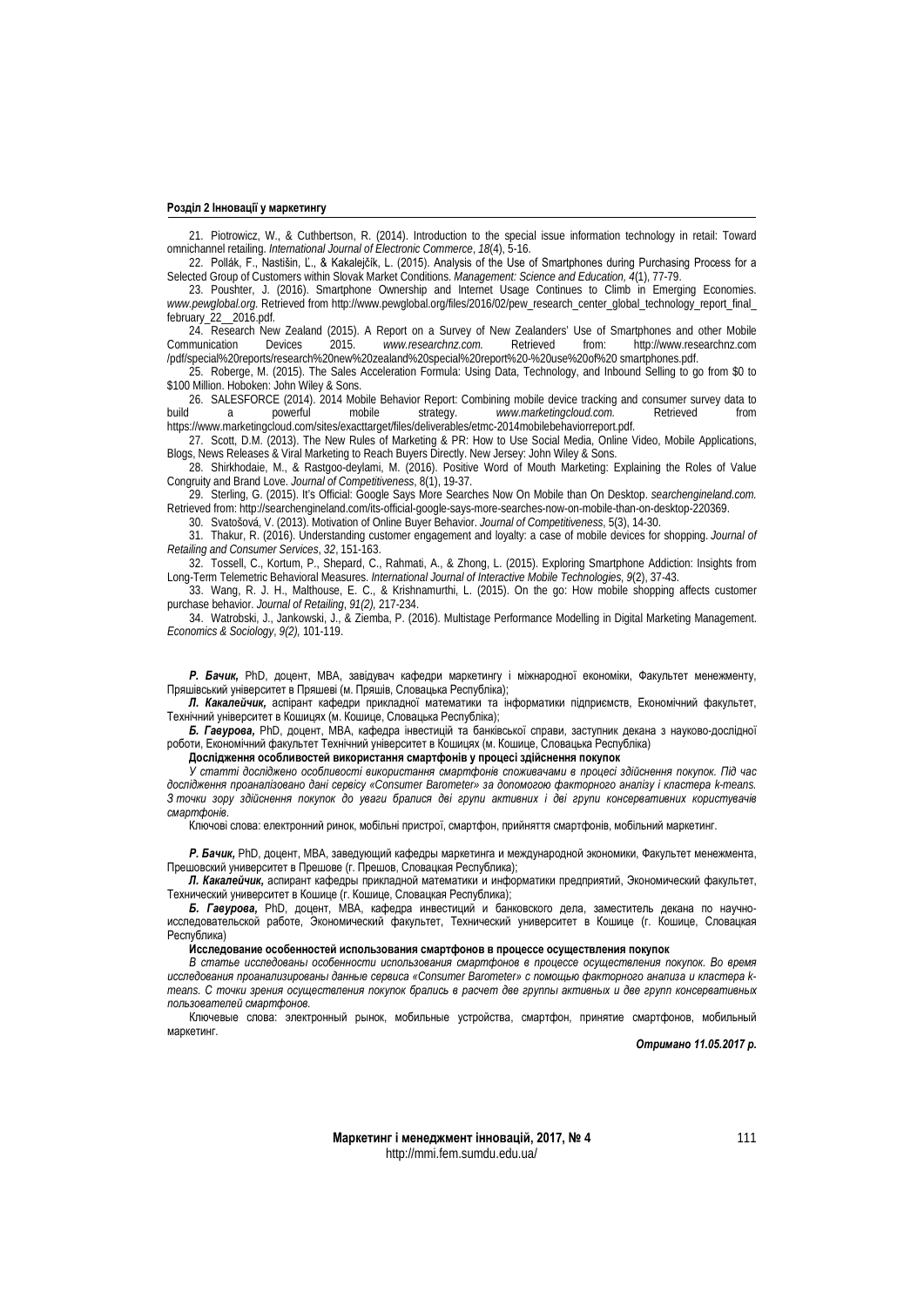21. Piotrowicz, W., & Cuthbertson, R. (2014). Introduction to the special issue information technology in retail: Toward omnichannel retailing. *International Journal of Electronic Commerce*, *18*(4), 5-16.

22. Pollák, F., Nastišin, Ľ., & Kakalejčík, L. (2015). Analysis of the Use of Smartphones during Purchasing Process for a Selected Group of Customers within Slovak Market Conditions. *Management: Science and Education, 4*(1), 77-79.

23. Poushter, J. (2016). Smartphone Ownership and Internet Usage Continues to Climb in Emerging Economies. *www.pewglobal.org.* Retrieved from http://www.pewglobal.org/files/2016/02/pew_research_center_global_technology_report_final_february_22__2016.pdf.

24. Research New Zealand (2015). A Report on a Survey of New Zealanders' Use of Smartphones and other Mobile Communication Devices 2015. *www.researchnz.com.* Retrieved from: http://www.researchnz.com/pdf/special%20reports/research%20new%20zealand%20special%20report%20-%20use%20of%20 smartphones.pdf.

25. Roberge, M. (2015). The Sales Acceleration Formula: Using Data, Technology, and Inbound Selling to go from $0 to $100 Million. Hoboken: John Wiley & Sons.

26. SALESFORCE (2014). 2014 Mobile Behavior Report: Combining mobile device tracking and consumer survey data to build a powerful mobile strategy. *www.marketingcloud.com.* Retrieved from https://www.marketingcloud.com/sites/exacttarget/files/deliverables/etmc-2014mobilebehaviorreport.pdf.

27. Scott, D.M. (2013). The New Rules of Marketing & PR: How to Use Social Media, Online Video, Mobile Applications, Blogs, News Releases & Viral Marketing to Reach Buyers Directly. New Jersey: John Wiley & Sons.

28. Shirkhodaie, M., & Rastgoo-deylami, M. (2016). Positive Word of Mouth Marketing: Explaining the Roles of Value Congruity and Brand Love. *Journal of Competitiveness*, 8(1), 19-37.

29. Sterling, G. (2015). It's Official: Google Says More Searches Now On Mobile than On Desktop. *searchengineland.com.* Retrieved from: http://searchengineland.com/its-official-google-says-more-searches-now-on-mobile-than-on-desktop-220369.

30. Svatošová, V. (2013). Motivation of Online Buyer Behavior. *Journal of Competitiveness*, 5(3), 14-30.

31. Thakur, R. (2016). Understanding customer engagement and loyalty: a case of mobile devices for shopping. *Journal of Retailing and Consumer Services*, *32*, 151-163.

32. Tossell, C., Kortum, P., Shepard, C., Rahmati, A., & Zhong, L. (2015). Exploring Smartphone Addiction: Insights from Long-Term Telemetric Behavioral Measures. *International Journal of Interactive Mobile Technologies*, *9*(2), 37-43.

33. Wang, R. J. H., Malthouse, E. C., & Krishnamurthi, L. (2015). On the go: How mobile shopping affects customer purchase behavior. *Journal of Retailing*, *91(2),* 217-234.

34. Watrobski, J., Jankowski, J., & Ziemba, P. (2016). Multistage Performance Modelling in Digital Marketing Management. *Economics & Sociology*, *9(2),* 101-119.

***Р. Бачик,*** PhD, доцент, MBA, завідувач кафедри маркетингу і міжнародної економіки, Факультет менеджменту, Пряшівський університет в Пряшеві (м. Пряшів, Словацька Республіка);

***Л. Какалейчик,*** аспірант кафедри прикладної математики та інформатики підприємств, Економічний факультет, Технічний університет в Кошицях (м. Кошице, Словацька Республіка);

***Б. Гавурова,*** PhD, доцент, MBA, кафедра інвестицій та банківської справи, заступник декана з науково-дослідної роботи, Економічний факультет Технічний університет в Кошицях (м. Кошице, Словацька Республіка)

**Дослідження особливостей використання смартфонів у процесі здійснення покупок**

*У статті досліджено особливості використання смартфонів споживачами в процесі здійснення покупок. Під час дослідження проаналізовано дані сервісу «Consumer Barometer» за допомогою факторного аналізу і кластера k-means. З точки зору здійснення покупок до уваги бралися дві групи активних і дві групи консервативних користувачів смартфонів.*

Ключові слова: електронний ринок, мобільні пристрої, смартфон, прийняття смартфонів, мобільний маркетинг.

***Р. Бачик,*** PhD, доцент, MBA, заведующий кафедры маркетинга и международной экономики, Факультет менеджмента, Прешовский университет в Прешове (г. Прешов, Словацкая Республика);

***Л. Какалейчик,*** аспирант кафедры прикладной математики и информатики предприятий, Экономический факультет, Технический университет в Кошице (г. Кошице, Словацкая Республика);

***Б. Гавурова,*** PhD, доцент, MBA, кафедра инвестиций и банковского дела, заместитель декана по научно-исследовательской работе, Экономический факультет, Технический университет в Кошице (г. Кошице, Словацкая Республика)

**Исследование особенностей использования смартфонов в процессе осуществления покупок**

*В статье исследованы особенности использования смартфонов в процессе осуществления покупок. Во время исследования проанализированы данные сервиса «Consumer Barometer» с помощью факторного анализа и кластера k-means. С точки зрения осуществления покупок брались в расчет две группы активных и две групп консервативных пользователей смартфонов.*

Ключевые слова: электронный рынок, мобильные устройства, смартфон, принятие смартфонов, мобильный маркетинг.

***Отримано 11.05.2017 р.***